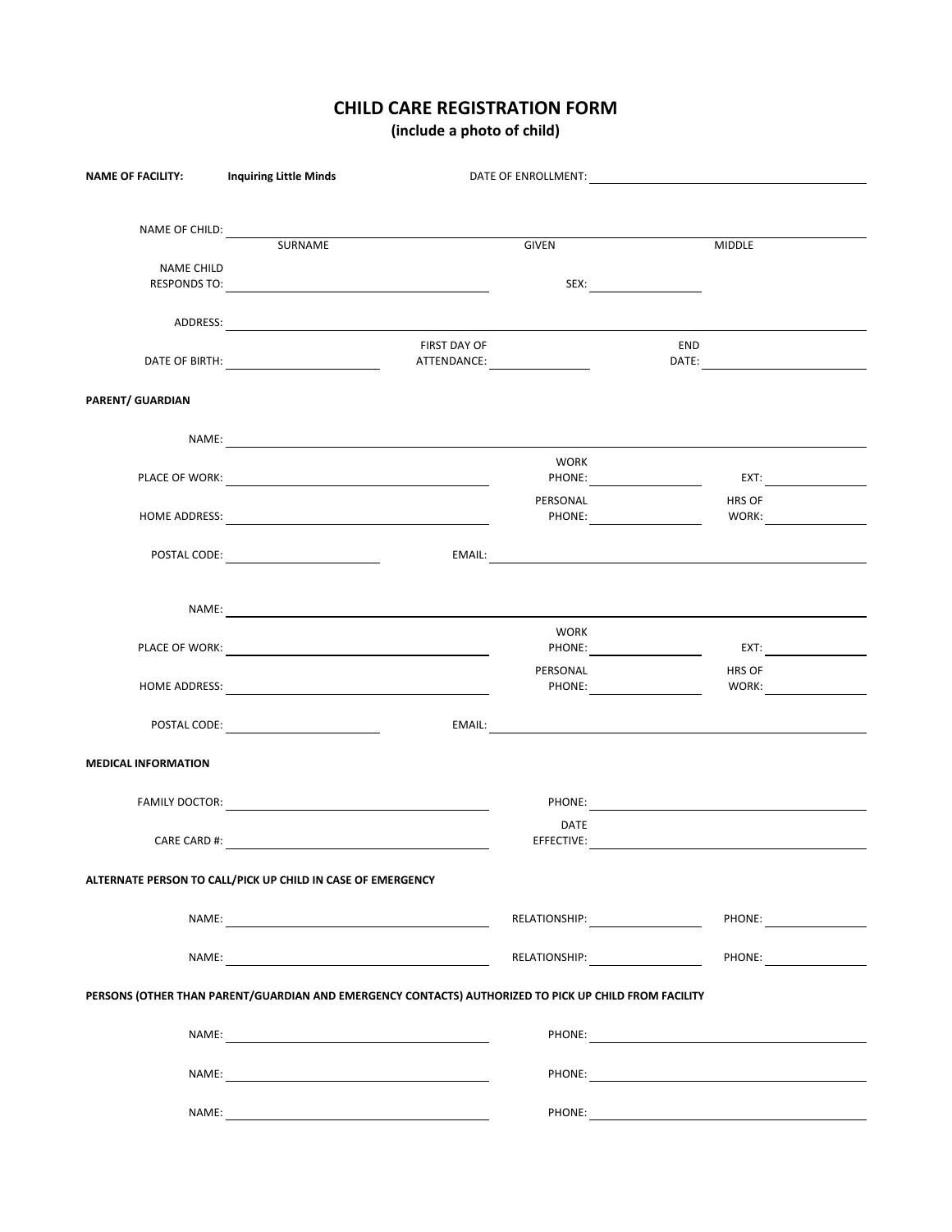# CHILD CARE REGISTRATION FORM

**(include a photo of child)**

**NAME OF FACILITY:** **Inquiring Little Minds** DATE OF ENROLLMENT: ______________________

NAME OF CHILD: ______________________________________________
SURNAME GIVEN MIDDLE

NAME CHILD RESPONDS TO: ______________________ SEX: __________

ADDRESS: ______________________________________________

DATE OF BIRTH: ______________ FIRST DAY OF ATTENDANCE: __________ END DATE: ______________

**PARENT/ GUARDIAN**

NAME: ______________________________________________

PLACE OF WORK: ______________________ WORK PHONE: __________ EXT: __________

HOME ADDRESS: ______________________ PERSONAL PHONE: __________ HRS OF WORK: __________

POSTAL CODE: ______________ EMAIL: ______________________

NAME: ______________________________________________

PLACE OF WORK: ______________________ WORK PHONE: __________ EXT: __________

HOME ADDRESS: ______________________ PERSONAL PHONE: __________ HRS OF WORK: __________

POSTAL CODE: ______________ EMAIL: ______________________

**MEDICAL INFORMATION**

FAMILY DOCTOR: ______________________ PHONE: ______________________

CARE CARD #: ______________________ DATE EFFECTIVE: ______________________

**ALTERNATE PERSON TO CALL/PICK UP CHILD IN CASE OF EMERGENCY**

NAME: ______________________ RELATIONSHIP: __________ PHONE: __________

NAME: ______________________ RELATIONSHIP: __________ PHONE: __________

**PERSONS (OTHER THAN PARENT/GUARDIAN AND EMERGENCY CONTACTS) AUTHORIZED TO PICK UP CHILD FROM FACILITY**

NAME: ______________________ PHONE: ______________________

NAME: ______________________ PHONE: ______________________

NAME: ______________________ PHONE: ______________________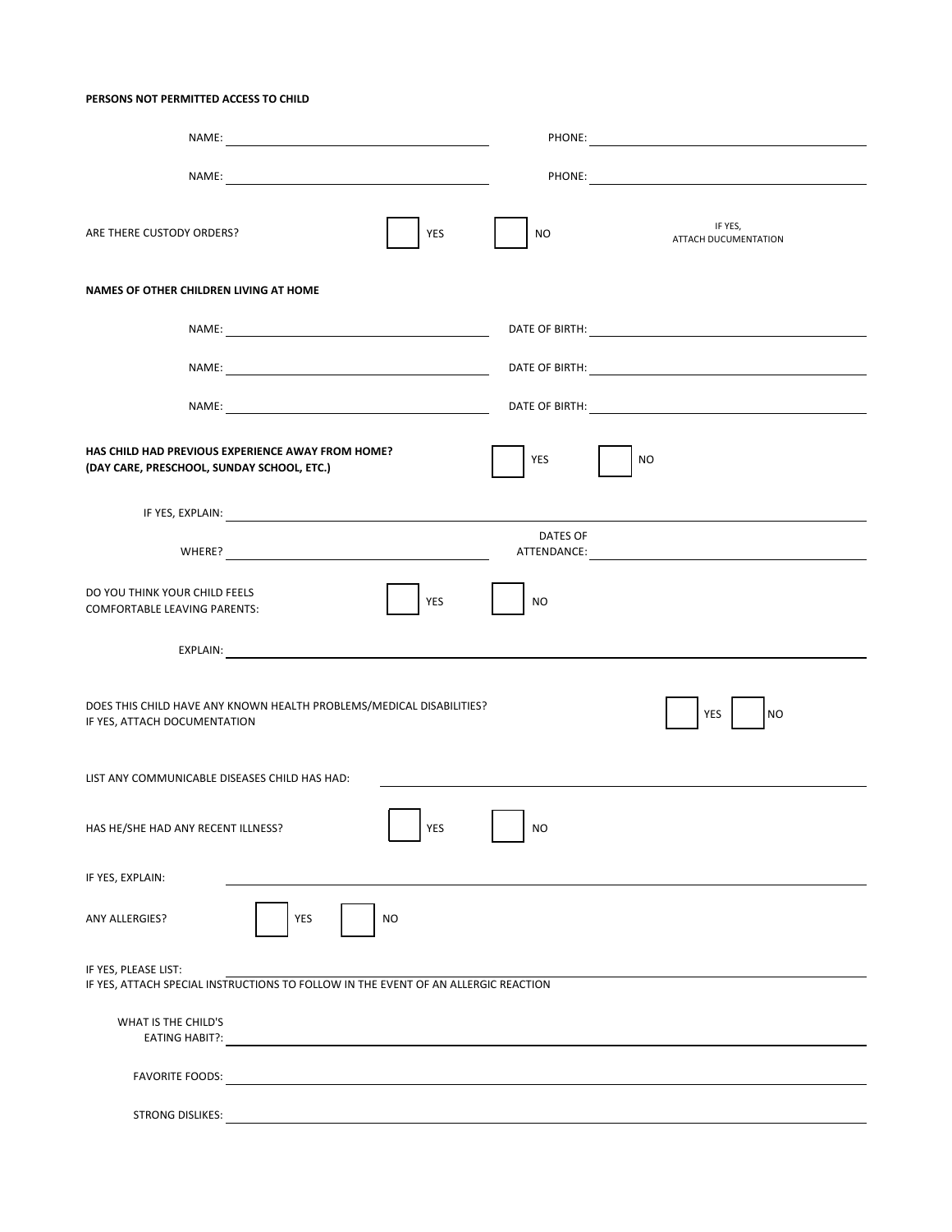**PERSONS NOT PERMITTED ACCESS TO CHILD**

NAME: ______________________ PHONE: ______________________

NAME: ______________________ PHONE: ______________________

ARE THERE CUSTODY ORDERS? ☐ YES ☐ NO IF YES, ATTACH DUCUMENTATION

**NAMES OF OTHER CHILDREN LIVING AT HOME**

NAME: ______________________ DATE OF BIRTH: ______________________

NAME: ______________________ DATE OF BIRTH: ______________________

NAME: ______________________ DATE OF BIRTH: ______________________

**HAS CHILD HAD PREVIOUS EXPERIENCE AWAY FROM HOME? (DAY CARE, PRESCHOOL, SUNDAY SCHOOL, ETC.)** ☐ YES ☐ NO

IF YES, EXPLAIN: ______________________

WHERE? ______________________ DATES OF ATTENDANCE: ______________________

DO YOU THINK YOUR CHILD FEELS COMFORTABLE LEAVING PARENTS: ☐ YES ☐ NO

EXPLAIN: ______________________

DOES THIS CHILD HAVE ANY KNOWN HEALTH PROBLEMS/MEDICAL DISABILITIES? IF YES, ATTACH DOCUMENTATION ☐ YES ☐ NO

LIST ANY COMMUNICABLE DISEASES CHILD HAS HAD: ______________________

HAS HE/SHE HAD ANY RECENT ILLNESS? ☐ YES ☐ NO

IF YES, EXPLAIN: ______________________

ANY ALLERGIES? ☐ YES ☐ NO

IF YES, PLEASE LIST: ______________________
IF YES, ATTACH SPECIAL INSTRUCTIONS TO FOLLOW IN THE EVENT OF AN ALLERGIC REACTION

WHAT IS THE CHILD'S EATING HABIT?: ______________________

FAVORITE FOODS: ______________________

STRONG DISLIKES: ______________________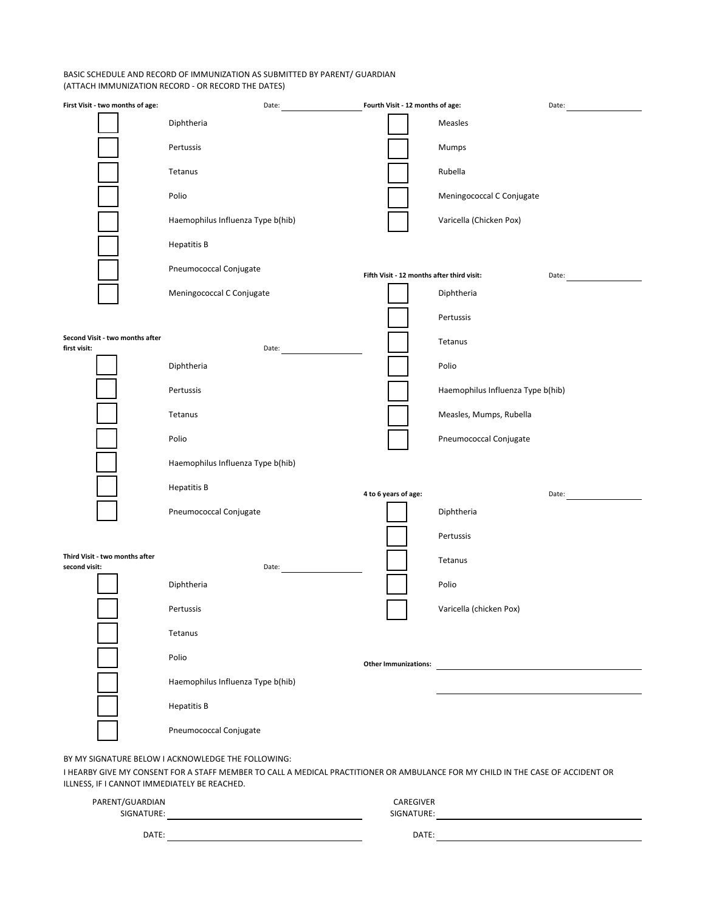BASIC SCHEDULE AND RECORD OF IMMUNIZATION AS SUBMITTED BY PARENT/ GUARDIAN
(ATTACH IMMUNIZATION RECORD - OR RECORD THE DATES)

**First Visit - two months of age:** Date: ____________________

- [ ] Diphtheria
- [ ] Pertussis
- [ ] Tetanus
- [ ] Polio
- [ ] Haemophilus Influenza Type b(hib)
- [ ] Hepatitis B
- [ ] Pneumococcal Conjugate
- [ ] Meningococcal C Conjugate

**Second Visit - two months after first visit:** Date: ____________________

- [ ] Diphtheria
- [ ] Pertussis
- [ ] Tetanus
- [ ] Polio
- [ ] Haemophilus Influenza Type b(hib)
- [ ] Hepatitis B
- [ ] Pneumococcal Conjugate

**Third Visit - two months after second visit:** Date: ____________________

- [ ] Diphtheria
- [ ] Pertussis
- [ ] Tetanus
- [ ] Polio
- [ ] Haemophilus Influenza Type b(hib)
- [ ] Hepatitis B
- [ ] Pneumococcal Conjugate

**Fourth Visit - 12 months of age:** Date: ____________________

- [ ] Measles
- [ ] Mumps
- [ ] Rubella
- [ ] Meningococcal C Conjugate
- [ ] Varicella (Chicken Pox)

**Fifth Visit - 12 months after third visit:** Date: ____________________

- [ ] Diphtheria
- [ ] Pertussis
- [ ] Tetanus
- [ ] Polio
- [ ] Haemophilus Influenza Type b(hib)
- [ ] Measles, Mumps, Rubella
- [ ] Pneumococcal Conjugate

**4 to 6 years of age:** Date: ____________________

- [ ] Diphtheria
- [ ] Pertussis
- [ ] Tetanus
- [ ] Polio
- [ ] Varicella (chicken Pox)

**Other Immunizations:** ____________________

____________________

BY MY SIGNATURE BELOW I ACKNOWLEDGE THE FOLLOWING:

I HEARBY GIVE MY CONSENT FOR A STAFF MEMBER TO CALL A MEDICAL PRACTITIONER OR AMBULANCE FOR MY CHILD IN THE CASE OF ACCIDENT OR ILLNESS, IF I CANNOT IMMEDIATELY BE REACHED.

PARENT/GUARDIAN SIGNATURE: ____________________

DATE: ____________________

CAREGIVER SIGNATURE: ____________________

DATE: ____________________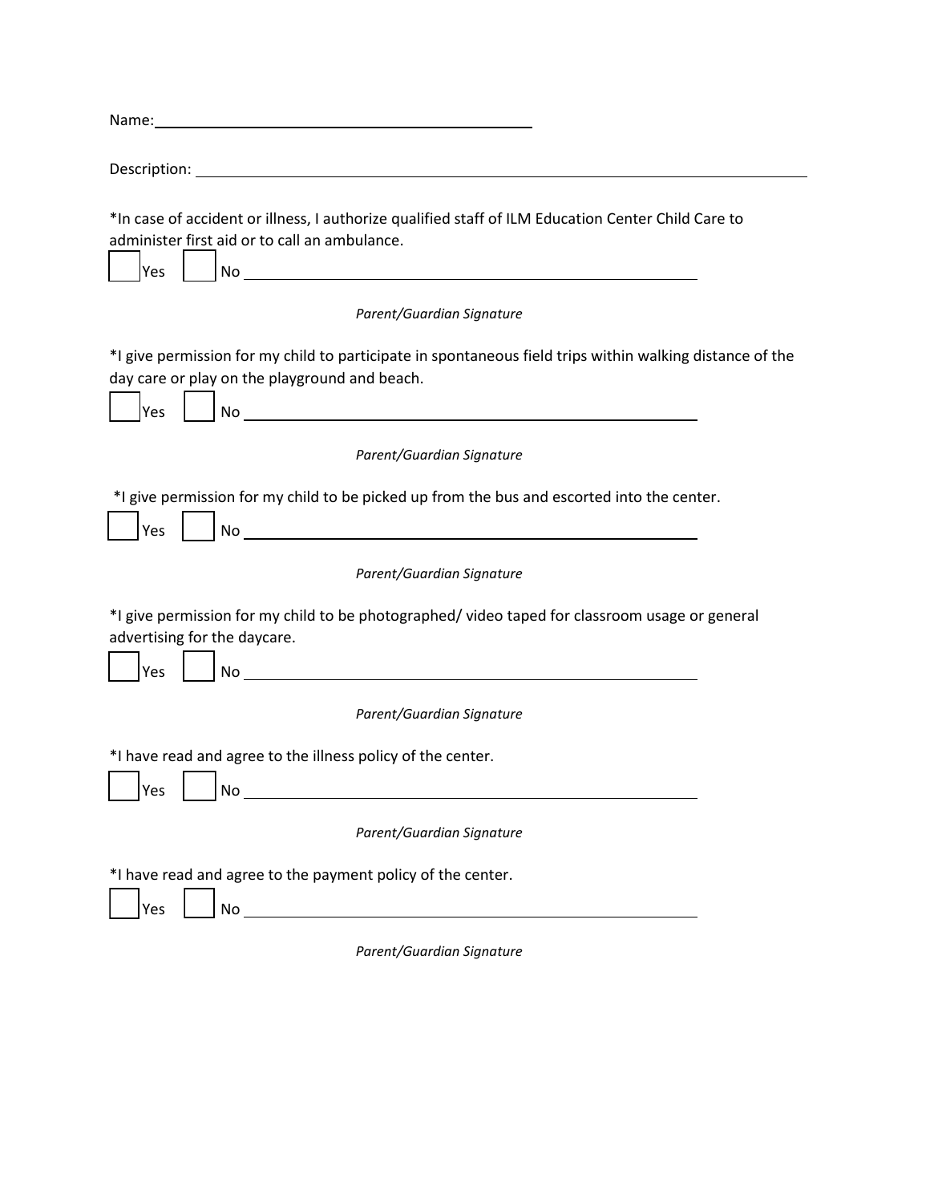Name: ______________________________________________

Description: ______________________________________________________________________

*In case of accident or illness, I authorize qualified staff of ILM Education Center Child Care to administer first aid or to call an ambulance.

☐ Yes ☐ No ______________________________________________

*Parent/Guardian Signature*

*I give permission for my child to participate in spontaneous field trips within walking distance of the day care or play on the playground and beach.

☐ Yes ☐ No ______________________________________________

*Parent/Guardian Signature*

*I give permission for my child to be picked up from the bus and escorted into the center.

☐ Yes ☐ No ______________________________________________

*Parent/Guardian Signature*

*I give permission for my child to be photographed/ video taped for classroom usage or general advertising for the daycare.

☐ Yes ☐ No ______________________________________________

*Parent/Guardian Signature*

*I have read and agree to the illness policy of the center.

☐ Yes ☐ No ______________________________________________

*Parent/Guardian Signature*

*I have read and agree to the payment policy of the center.

☐ Yes ☐ No ______________________________________________

*Parent/Guardian Signature*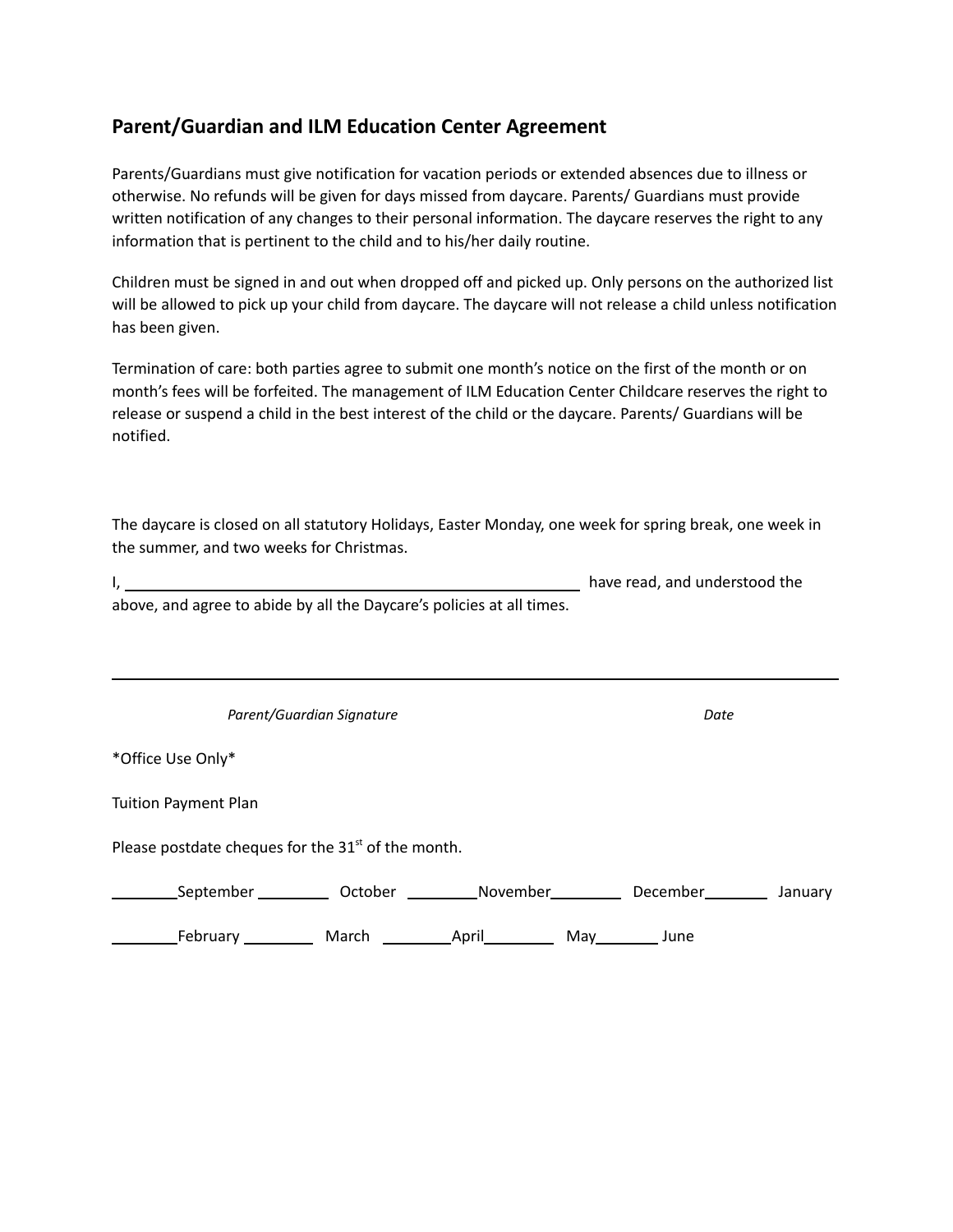## Parent/Guardian and ILM Education Center Agreement

Parents/Guardians must give notification for vacation periods or extended absences due to illness or otherwise. No refunds will be given for days missed from daycare. Parents/ Guardians must provide written notification of any changes to their personal information. The daycare reserves the right to any information that is pertinent to the child and to his/her daily routine.

Children must be signed in and out when dropped off and picked up. Only persons on the authorized list will be allowed to pick up your child from daycare. The daycare will not release a child unless notification has been given.

Termination of care: both parties agree to submit one month's notice on the first of the month or on month's fees will be forfeited. The management of ILM Education Center Childcare reserves the right to release or suspend a child in the best interest of the child or the daycare. Parents/ Guardians will be notified.

The daycare is closed on all statutory Holidays, Easter Monday, one week for spring break, one week in the summer, and two weeks for Christmas.

I, ______________________________________________ have read, and understood the above, and agree to abide by all the Daycare's policies at all times.

_______________________________________________________________________________

*Parent/Guardian Signature* *Date*

*Office Use Only*

Tuition Payment Plan

Please postdate cheques for the 31st of the month.

________September ________ October ________November________ December________ January

________February ________ March ________April________ May________ June